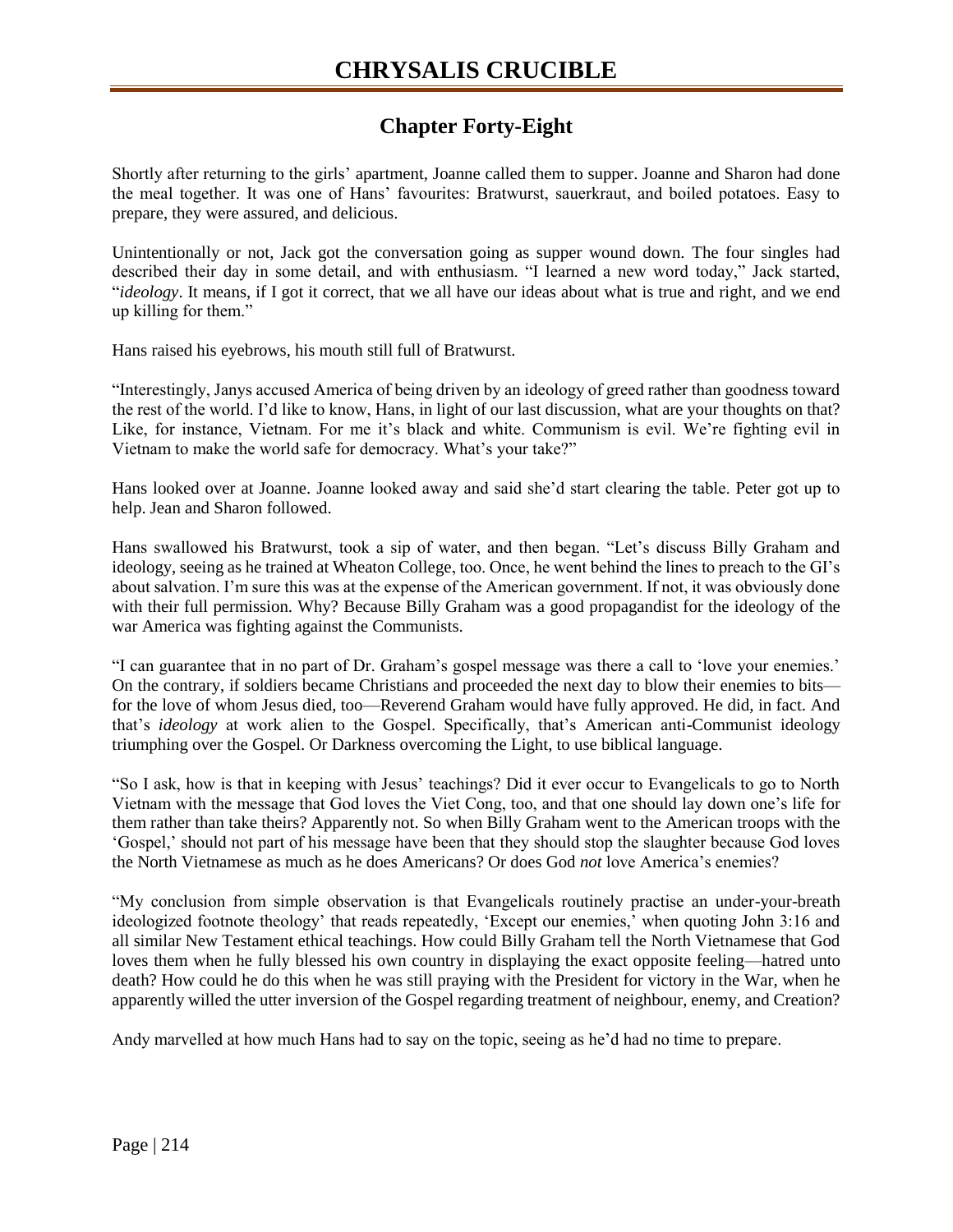# CHRYSALIS CRUCIBLE

## Chapter Forty-Eight

Shortly after returning to the girls' apartment, Joanne called them to supper. Joanne and Sharon had done the meal together. It was one of Hans' favourites: Bratwurst, sauerkraut, and boiled potatoes. Easy to prepare, they were assured, and delicious.

Unintentionally or not, Jack got the conversation going as supper wound down. The four singles had described their day in some detail, and with enthusiasm. "I learned a new word today," Jack started, "*ideology*. It means, if I got it correct, that we all have our ideas about what is true and right, and we end up killing for them."

Hans raised his eyebrows, his mouth still full of Bratwurst.

"Interestingly, Janys accused America of being driven by an ideology of greed rather than goodness toward the rest of the world. I'd like to know, Hans, in light of our last discussion, what are your thoughts on that? Like, for instance, Vietnam. For me it's black and white. Communism is evil. We're fighting evil in Vietnam to make the world safe for democracy. What's your take?"

Hans looked over at Joanne. Joanne looked away and said she'd start clearing the table. Peter got up to help. Jean and Sharon followed.

Hans swallowed his Bratwurst, took a sip of water, and then began. "Let's discuss Billy Graham and ideology, seeing as he trained at Wheaton College, too. Once, he went behind the lines to preach to the GI's about salvation. I'm sure this was at the expense of the American government. If not, it was obviously done with their full permission. Why? Because Billy Graham was a good propagandist for the ideology of the war America was fighting against the Communists.

"I can guarantee that in no part of Dr. Graham's gospel message was there a call to 'love your enemies.' On the contrary, if soldiers became Christians and proceeded the next day to blow their enemies to bits—for the love of whom Jesus died, too—Reverend Graham would have fully approved. He did, in fact. And that's *ideology* at work alien to the Gospel. Specifically, that's American anti-Communist ideology triumphing over the Gospel. Or Darkness overcoming the Light, to use biblical language.

"So I ask, how is that in keeping with Jesus' teachings? Did it ever occur to Evangelicals to go to North Vietnam with the message that God loves the Viet Cong, too, and that one should lay down one's life for them rather than take theirs? Apparently not. So when Billy Graham went to the American troops with the 'Gospel,' should not part of his message have been that they should stop the slaughter because God loves the North Vietnamese as much as he does Americans? Or does God *not* love America's enemies?

"My conclusion from simple observation is that Evangelicals routinely practise an under-your-breath ideologized footnote theology' that reads repeatedly, 'Except our enemies,' when quoting John 3:16 and all similar New Testament ethical teachings. How could Billy Graham tell the North Vietnamese that God loves them when he fully blessed his own country in displaying the exact opposite feeling—hatred unto death? How could he do this when he was still praying with the President for victory in the War, when he apparently willed the utter inversion of the Gospel regarding treatment of neighbour, enemy, and Creation?

Andy marvelled at how much Hans had to say on the topic, seeing as he'd had no time to prepare.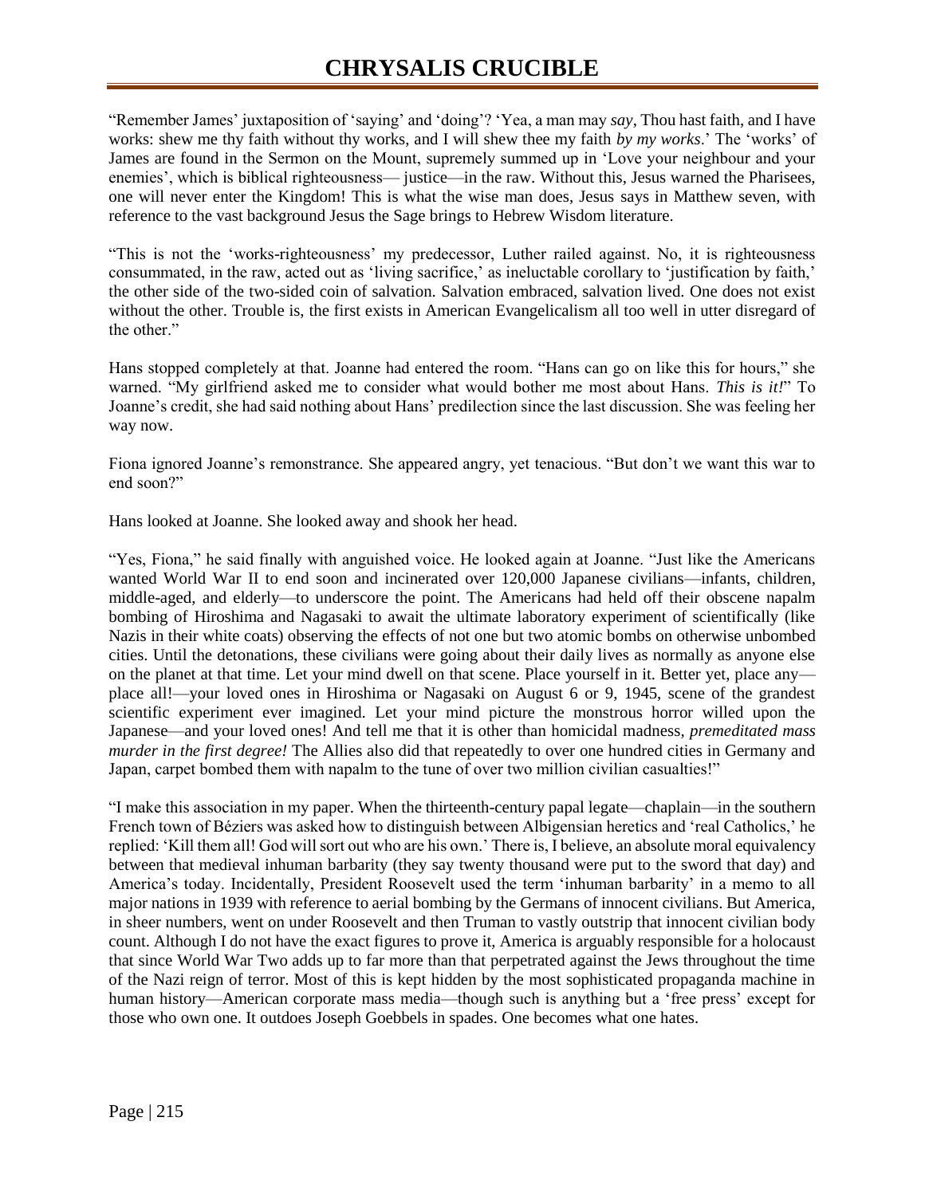"Remember James' juxtaposition of 'saying' and 'doing'? 'Yea, a man may *say*, Thou hast faith, and I have works: shew me thy faith without thy works, and I will shew thee my faith *by my works*.' The 'works' of James are found in the Sermon on the Mount, supremely summed up in 'Love your neighbour and your enemies', which is biblical righteousness— justice—in the raw. Without this, Jesus warned the Pharisees, one will never enter the Kingdom! This is what the wise man does, Jesus says in Matthew seven, with reference to the vast background Jesus the Sage brings to Hebrew Wisdom literature.

"This is not the 'works-righteousness' my predecessor, Luther railed against. No, it is righteousness consummated, in the raw, acted out as 'living sacrifice,' as ineluctable corollary to 'justification by faith,' the other side of the two-sided coin of salvation. Salvation embraced, salvation lived. One does not exist without the other. Trouble is, the first exists in American Evangelicalism all too well in utter disregard of the other."

Hans stopped completely at that. Joanne had entered the room. "Hans can go on like this for hours," she warned. "My girlfriend asked me to consider what would bother me most about Hans. *This is it!*" To Joanne's credit, she had said nothing about Hans' predilection since the last discussion. She was feeling her way now.

Fiona ignored Joanne's remonstrance. She appeared angry, yet tenacious. "But don't we want this war to end soon?"

Hans looked at Joanne. She looked away and shook her head.

"Yes, Fiona," he said finally with anguished voice. He looked again at Joanne. "Just like the Americans wanted World War II to end soon and incinerated over 120,000 Japanese civilians—infants, children, middle-aged, and elderly—to underscore the point. The Americans had held off their obscene napalm bombing of Hiroshima and Nagasaki to await the ultimate laboratory experiment of scientifically (like Nazis in their white coats) observing the effects of not one but two atomic bombs on otherwise unbombed cities. Until the detonations, these civilians were going about their daily lives as normally as anyone else on the planet at that time. Let your mind dwell on that scene. Place yourself in it. Better yet, place any—place all!—your loved ones in Hiroshima or Nagasaki on August 6 or 9, 1945, scene of the grandest scientific experiment ever imagined. Let your mind picture the monstrous horror willed upon the Japanese—and your loved ones! And tell me that it is other than homicidal madness, *premeditated mass murder in the first degree!* The Allies also did that repeatedly to over one hundred cities in Germany and Japan, carpet bombed them with napalm to the tune of over two million civilian casualties!"

"I make this association in my paper. When the thirteenth-century papal legate—chaplain—in the southern French town of Béziers was asked how to distinguish between Albigensian heretics and 'real Catholics,' he replied: 'Kill them all! God will sort out who are his own.' There is, I believe, an absolute moral equivalency between that medieval inhuman barbarity (they say twenty thousand were put to the sword that day) and America's today. Incidentally, President Roosevelt used the term 'inhuman barbarity' in a memo to all major nations in 1939 with reference to aerial bombing by the Germans of innocent civilians. But America, in sheer numbers, went on under Roosevelt and then Truman to vastly outstrip that innocent civilian body count. Although I do not have the exact figures to prove it, America is arguably responsible for a holocaust that since World War Two adds up to far more than that perpetrated against the Jews throughout the time of the Nazi reign of terror. Most of this is kept hidden by the most sophisticated propaganda machine in human history—American corporate mass media—though such is anything but a 'free press' except for those who own one. It outdoes Joseph Goebbels in spades. One becomes what one hates.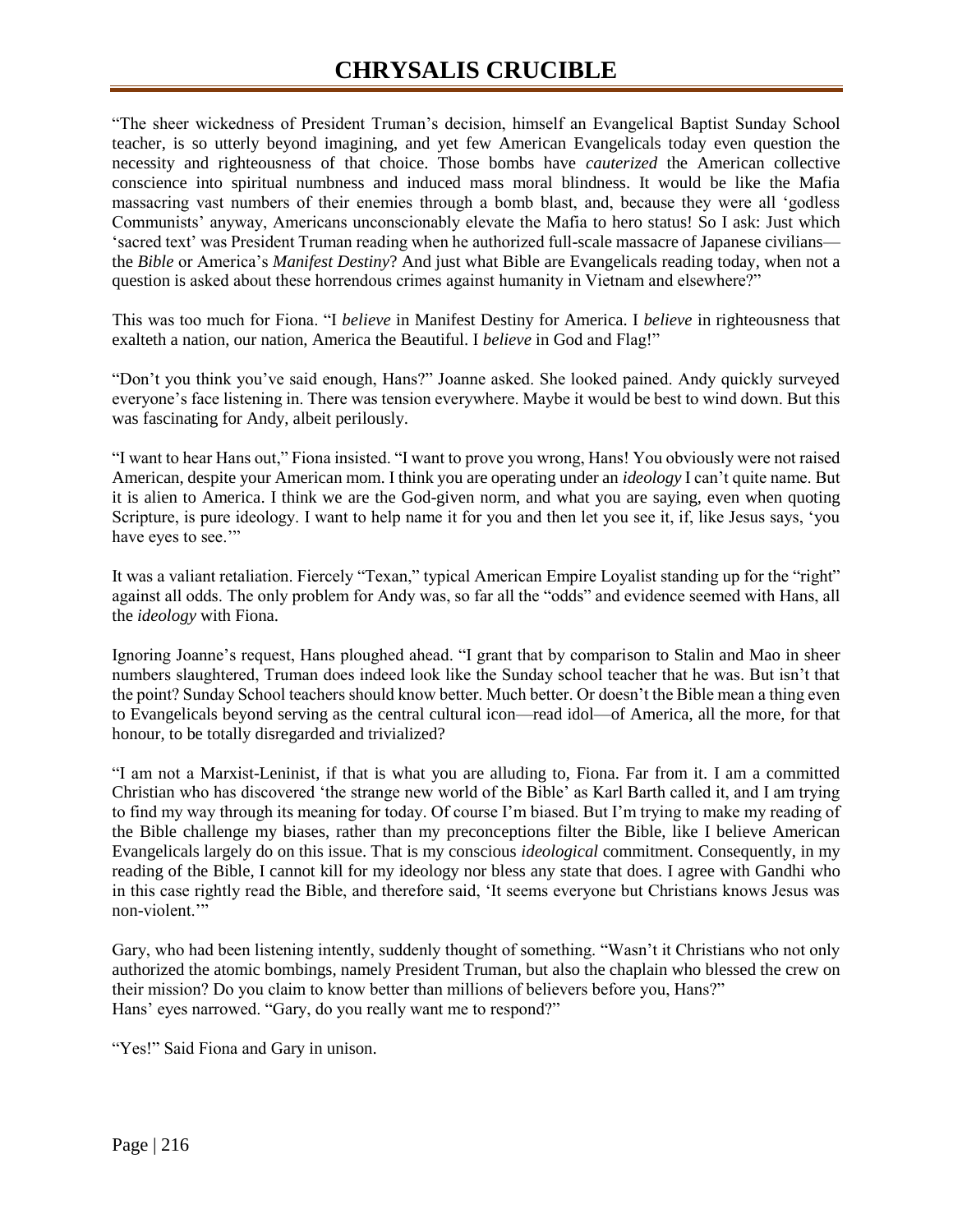"The sheer wickedness of President Truman's decision, himself an Evangelical Baptist Sunday School teacher, is so utterly beyond imagining, and yet few American Evangelicals today even question the necessity and righteousness of that choice. Those bombs have *cauterized* the American collective conscience into spiritual numbness and induced mass moral blindness. It would be like the Mafia massacring vast numbers of their enemies through a bomb blast, and, because they were all 'godless Communists' anyway, Americans unconscionably elevate the Mafia to hero status! So I ask: Just which 'sacred text' was President Truman reading when he authorized full-scale massacre of Japanese civilians—the *Bible* or America's *Manifest Destiny*? And just what Bible are Evangelicals reading today, when not a question is asked about these horrendous crimes against humanity in Vietnam and elsewhere?"

This was too much for Fiona. "I *believe* in Manifest Destiny for America. I *believe* in righteousness that exalteth a nation, our nation, America the Beautiful. I *believe* in God and Flag!"

"Don't you think you've said enough, Hans?" Joanne asked. She looked pained. Andy quickly surveyed everyone's face listening in. There was tension everywhere. Maybe it would be best to wind down. But this was fascinating for Andy, albeit perilously.

"I want to hear Hans out," Fiona insisted. "I want to prove you wrong, Hans! You obviously were not raised American, despite your American mom. I think you are operating under an *ideology* I can't quite name. But it is alien to America. I think we are the God-given norm, and what you are saying, even when quoting Scripture, is pure ideology. I want to help name it for you and then let you see it, if, like Jesus says, 'you have eyes to see.'"

It was a valiant retaliation. Fiercely "Texan," typical American Empire Loyalist standing up for the "right" against all odds. The only problem for Andy was, so far all the "odds" and evidence seemed with Hans, all the *ideology* with Fiona.

Ignoring Joanne's request, Hans ploughed ahead. "I grant that by comparison to Stalin and Mao in sheer numbers slaughtered, Truman does indeed look like the Sunday school teacher that he was. But isn't that the point? Sunday School teachers should know better. Much better. Or doesn't the Bible mean a thing even to Evangelicals beyond serving as the central cultural icon—read idol—of America, all the more, for that honour, to be totally disregarded and trivialized?

"I am not a Marxist-Leninist, if that is what you are alluding to, Fiona. Far from it. I am a committed Christian who has discovered 'the strange new world of the Bible' as Karl Barth called it, and I am trying to find my way through its meaning for today. Of course I'm biased. But I'm trying to make my reading of the Bible challenge my biases, rather than my preconceptions filter the Bible, like I believe American Evangelicals largely do on this issue. That is my conscious *ideological* commitment. Consequently, in my reading of the Bible, I cannot kill for my ideology nor bless any state that does. I agree with Gandhi who in this case rightly read the Bible, and therefore said, 'It seems everyone but Christians knows Jesus was non-violent.'"

Gary, who had been listening intently, suddenly thought of something. "Wasn't it Christians who not only authorized the atomic bombings, namely President Truman, but also the chaplain who blessed the crew on their mission? Do you claim to know better than millions of believers before you, Hans?"
Hans' eyes narrowed. "Gary, do you really want me to respond?"

"Yes!" Said Fiona and Gary in unison.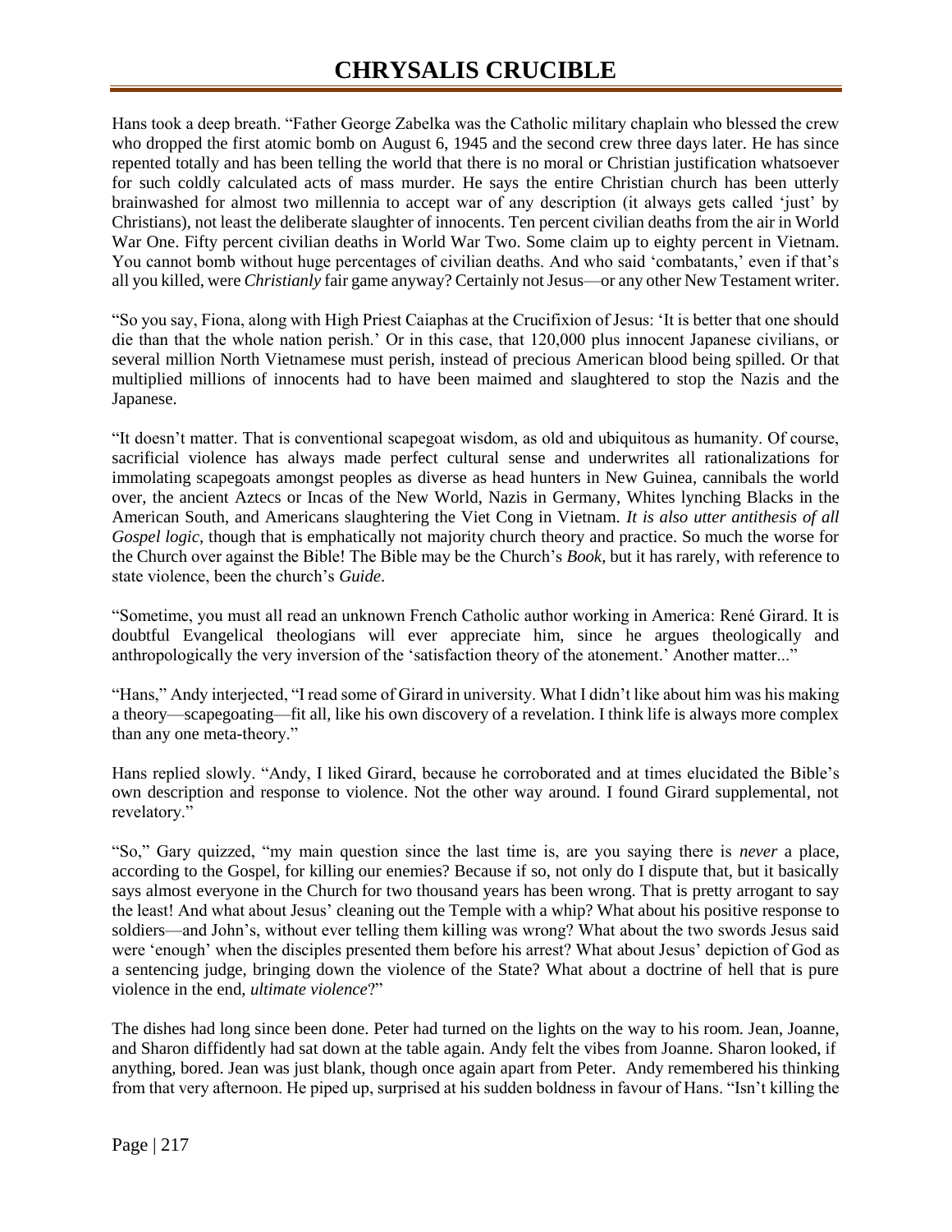Hans took a deep breath. "Father George Zabelka was the Catholic military chaplain who blessed the crew who dropped the first atomic bomb on August 6, 1945 and the second crew three days later. He has since repented totally and has been telling the world that there is no moral or Christian justification whatsoever for such coldly calculated acts of mass murder. He says the entire Christian church has been utterly brainwashed for almost two millennia to accept war of any description (it always gets called 'just' by Christians), not least the deliberate slaughter of innocents. Ten percent civilian deaths from the air in World War One. Fifty percent civilian deaths in World War Two. Some claim up to eighty percent in Vietnam. You cannot bomb without huge percentages of civilian deaths. And who said 'combatants,' even if that's all you killed, were *Christianly* fair game anyway? Certainly not Jesus—or any other New Testament writer.

"So you say, Fiona, along with High Priest Caiaphas at the Crucifixion of Jesus: 'It is better that one should die than that the whole nation perish.' Or in this case, that 120,000 plus innocent Japanese civilians, or several million North Vietnamese must perish, instead of precious American blood being spilled. Or that multiplied millions of innocents had to have been maimed and slaughtered to stop the Nazis and the Japanese.

"It doesn't matter. That is conventional scapegoat wisdom, as old and ubiquitous as humanity. Of course, sacrificial violence has always made perfect cultural sense and underwrites all rationalizations for immolating scapegoats amongst peoples as diverse as head hunters in New Guinea, cannibals the world over, the ancient Aztecs or Incas of the New World, Nazis in Germany, Whites lynching Blacks in the American South, and Americans slaughtering the Viet Cong in Vietnam. *It is also utter antithesis of all Gospel logic*, though that is emphatically not majority church theory and practice. So much the worse for the Church over against the Bible! The Bible may be the Church's *Book*, but it has rarely, with reference to state violence, been the church's *Guide*.

"Sometime, you must all read an unknown French Catholic author working in America: René Girard. It is doubtful Evangelical theologians will ever appreciate him, since he argues theologically and anthropologically the very inversion of the 'satisfaction theory of the atonement.' Another matter..."

"Hans," Andy interjected, "I read some of Girard in university. What I didn't like about him was his making a theory—scapegoating—fit all, like his own discovery of a revelation. I think life is always more complex than any one meta-theory."

Hans replied slowly. "Andy, I liked Girard, because he corroborated and at times elucidated the Bible's own description and response to violence. Not the other way around. I found Girard supplemental, not revelatory."

"So," Gary quizzed, "my main question since the last time is, are you saying there is *never* a place, according to the Gospel, for killing our enemies? Because if so, not only do I dispute that, but it basically says almost everyone in the Church for two thousand years has been wrong. That is pretty arrogant to say the least! And what about Jesus' cleaning out the Temple with a whip? What about his positive response to soldiers—and John's, without ever telling them killing was wrong? What about the two swords Jesus said were 'enough' when the disciples presented them before his arrest? What about Jesus' depiction of God as a sentencing judge, bringing down the violence of the State? What about a doctrine of hell that is pure violence in the end, *ultimate violence*?"

The dishes had long since been done. Peter had turned on the lights on the way to his room. Jean, Joanne, and Sharon diffidently had sat down at the table again. Andy felt the vibes from Joanne. Sharon looked, if anything, bored. Jean was just blank, though once again apart from Peter. Andy remembered his thinking from that very afternoon. He piped up, surprised at his sudden boldness in favour of Hans. "Isn't killing the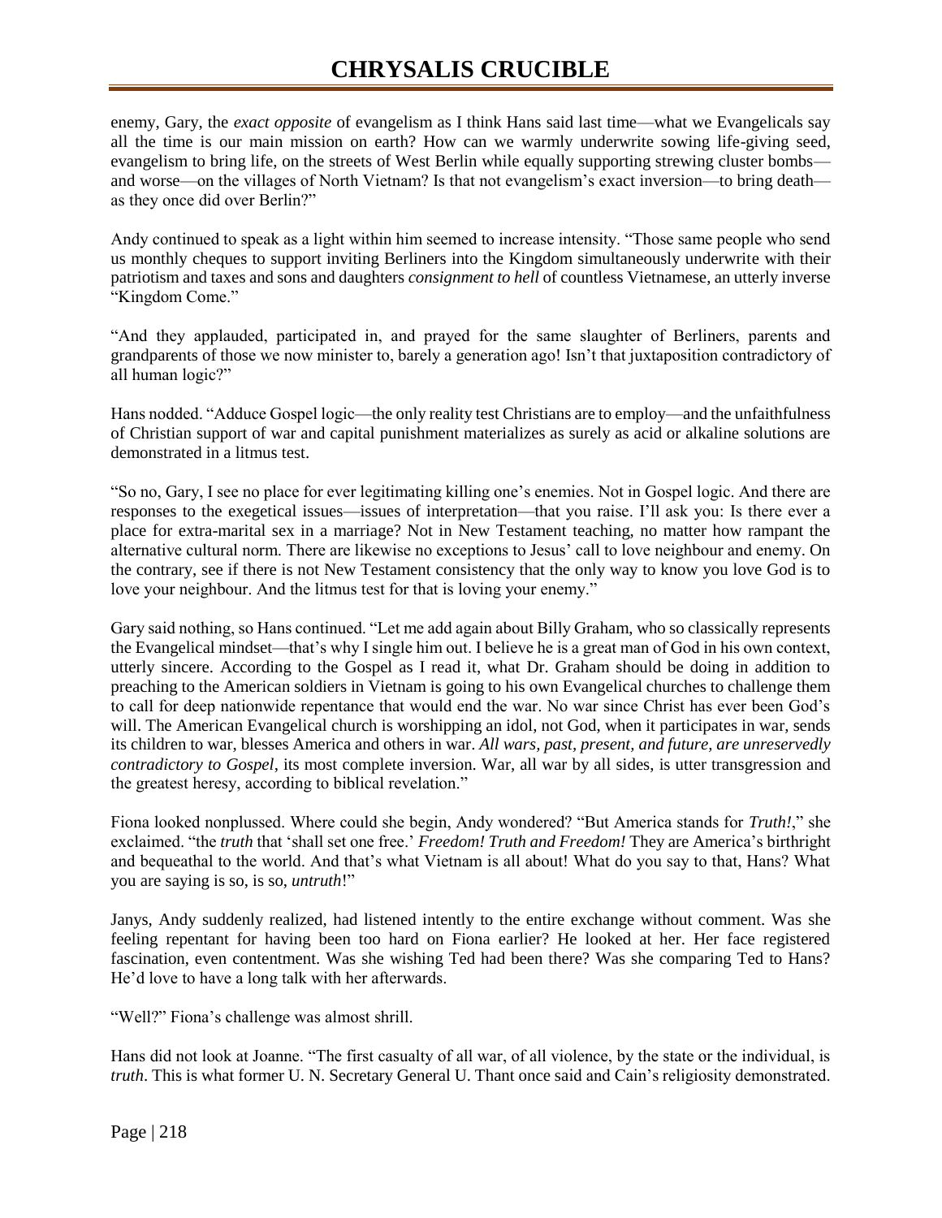enemy, Gary, the *exact opposite* of evangelism as I think Hans said last time—what we Evangelicals say all the time is our main mission on earth? How can we warmly underwrite sowing life-giving seed, evangelism to bring life, on the streets of West Berlin while equally supporting strewing cluster bombs—and worse—on the villages of North Vietnam? Is that not evangelism's exact inversion—to bring death—as they once did over Berlin?"

Andy continued to speak as a light within him seemed to increase intensity. "Those same people who send us monthly cheques to support inviting Berliners into the Kingdom simultaneously underwrite with their patriotism and taxes and sons and daughters *consignment to hell* of countless Vietnamese, an utterly inverse "Kingdom Come."

"And they applauded, participated in, and prayed for the same slaughter of Berliners, parents and grandparents of those we now minister to, barely a generation ago! Isn't that juxtaposition contradictory of all human logic?"

Hans nodded. "Adduce Gospel logic—the only reality test Christians are to employ—and the unfaithfulness of Christian support of war and capital punishment materializes as surely as acid or alkaline solutions are demonstrated in a litmus test.

"So no, Gary, I see no place for ever legitimating killing one's enemies. Not in Gospel logic. And there are responses to the exegetical issues—issues of interpretation—that you raise. I'll ask you: Is there ever a place for extra-marital sex in a marriage? Not in New Testament teaching, no matter how rampant the alternative cultural norm. There are likewise no exceptions to Jesus' call to love neighbour and enemy. On the contrary, see if there is not New Testament consistency that the only way to know you love God is to love your neighbour. And the litmus test for that is loving your enemy."

Gary said nothing, so Hans continued. "Let me add again about Billy Graham, who so classically represents the Evangelical mindset—that's why I single him out. I believe he is a great man of God in his own context, utterly sincere. According to the Gospel as I read it, what Dr. Graham should be doing in addition to preaching to the American soldiers in Vietnam is going to his own Evangelical churches to challenge them to call for deep nationwide repentance that would end the war. No war since Christ has ever been God's will. The American Evangelical church is worshipping an idol, not God, when it participates in war, sends its children to war, blesses America and others in war. *All wars, past, present, and future, are unreservedly contradictory to Gospel*, its most complete inversion. War, all war by all sides, is utter transgression and the greatest heresy, according to biblical revelation."

Fiona looked nonplussed. Where could she begin, Andy wondered? "But America stands for *Truth!*," she exclaimed. "the *truth* that 'shall set one free.' *Freedom! Truth and Freedom!* They are America's birthright and bequeathal to the world. And that's what Vietnam is all about! What do you say to that, Hans? What you are saying is so, is so, *untruth*!"

Janys, Andy suddenly realized, had listened intently to the entire exchange without comment. Was she feeling repentant for having been too hard on Fiona earlier? He looked at her. Her face registered fascination, even contentment. Was she wishing Ted had been there? Was she comparing Ted to Hans? He'd love to have a long talk with her afterwards.

"Well?" Fiona's challenge was almost shrill.

Hans did not look at Joanne. "The first casualty of all war, of all violence, by the state or the individual, is *truth*. This is what former U. N. Secretary General U. Thant once said and Cain's religiosity demonstrated.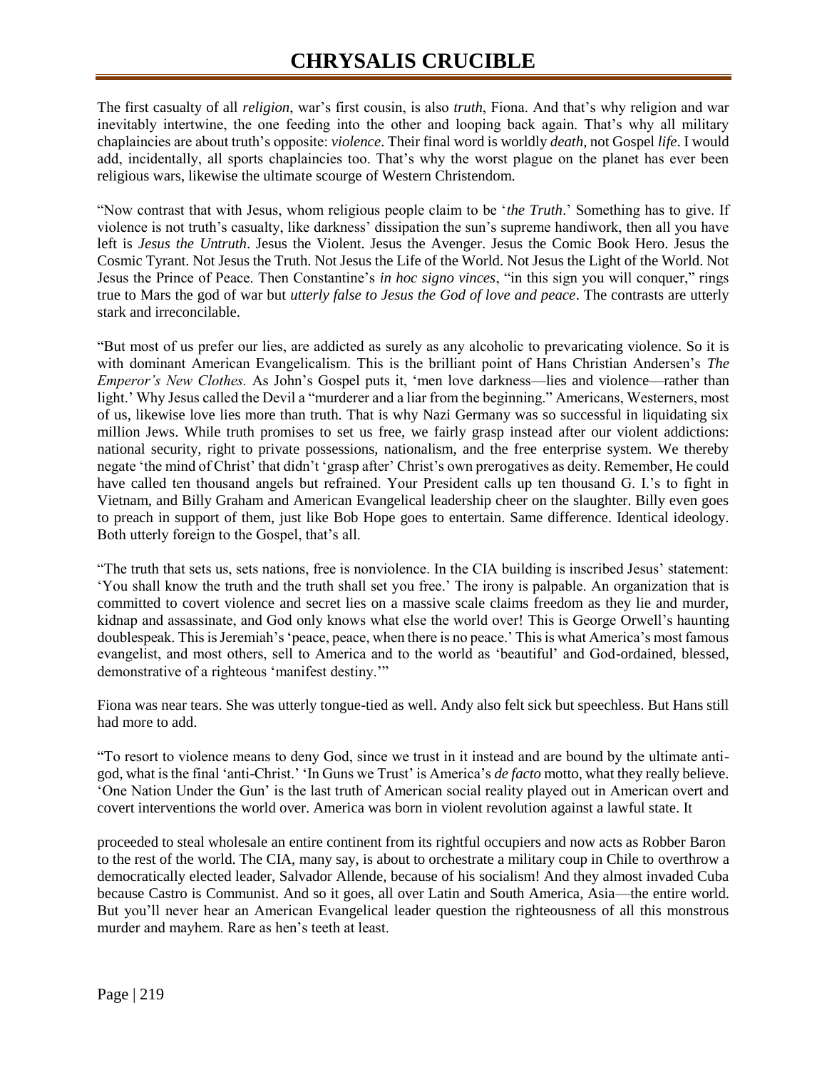The first casualty of all *religion*, war's first cousin, is also *truth*, Fiona. And that's why religion and war inevitably intertwine, the one feeding into the other and looping back again. That's why all military chaplaincies are about truth's opposite: *violence*. Their final word is worldly *death,* not Gospel *life*. I would add, incidentally, all sports chaplaincies too. That's why the worst plague on the planet has ever been religious wars, likewise the ultimate scourge of Western Christendom.

"Now contrast that with Jesus, whom religious people claim to be '*the Truth*.' Something has to give. If violence is not truth's casualty, like darkness' dissipation the sun's supreme handiwork, then all you have left is *Jesus the Untruth*. Jesus the Violent. Jesus the Avenger. Jesus the Comic Book Hero. Jesus the Cosmic Tyrant. Not Jesus the Truth. Not Jesus the Life of the World. Not Jesus the Light of the World. Not Jesus the Prince of Peace. Then Constantine's *in hoc signo vinces*, "in this sign you will conquer," rings true to Mars the god of war but *utterly false to Jesus the God of love and peace*. The contrasts are utterly stark and irreconcilable.

"But most of us prefer our lies, are addicted as surely as any alcoholic to prevaricating violence. So it is with dominant American Evangelicalism. This is the brilliant point of Hans Christian Andersen's *The Emperor's New Clothes.* As John's Gospel puts it, 'men love darkness—lies and violence—rather than light.' Why Jesus called the Devil a "murderer and a liar from the beginning." Americans, Westerners, most of us, likewise love lies more than truth. That is why Nazi Germany was so successful in liquidating six million Jews. While truth promises to set us free, we fairly grasp instead after our violent addictions: national security, right to private possessions, nationalism, and the free enterprise system. We thereby negate 'the mind of Christ' that didn't 'grasp after' Christ's own prerogatives as deity. Remember, He could have called ten thousand angels but refrained. Your President calls up ten thousand G. I.'s to fight in Vietnam, and Billy Graham and American Evangelical leadership cheer on the slaughter. Billy even goes to preach in support of them, just like Bob Hope goes to entertain. Same difference. Identical ideology. Both utterly foreign to the Gospel, that's all.

"The truth that sets us, sets nations, free is nonviolence. In the CIA building is inscribed Jesus' statement: 'You shall know the truth and the truth shall set you free.' The irony is palpable. An organization that is committed to covert violence and secret lies on a massive scale claims freedom as they lie and murder, kidnap and assassinate, and God only knows what else the world over! This is George Orwell's haunting doublespeak. This is Jeremiah's 'peace, peace, when there is no peace.' This is what America's most famous evangelist, and most others, sell to America and to the world as 'beautiful' and God-ordained, blessed, demonstrative of a righteous 'manifest destiny.'"

Fiona was near tears. She was utterly tongue-tied as well. Andy also felt sick but speechless. But Hans still had more to add.

"To resort to violence means to deny God, since we trust in it instead and are bound by the ultimate anti-god, what is the final 'anti-Christ.' 'In Guns we Trust' is America's *de facto* motto, what they really believe. 'One Nation Under the Gun' is the last truth of American social reality played out in American overt and covert interventions the world over. America was born in violent revolution against a lawful state. It proceeded to steal wholesale an entire continent from its rightful occupiers and now acts as Robber Baron to the rest of the world. The CIA, many say, is about to orchestrate a military coup in Chile to overthrow a democratically elected leader, Salvador Allende, because of his socialism! And they almost invaded Cuba because Castro is Communist. And so it goes, all over Latin and South America, Asia—the entire world. But you'll never hear an American Evangelical leader question the righteousness of all this monstrous murder and mayhem. Rare as hen's teeth at least.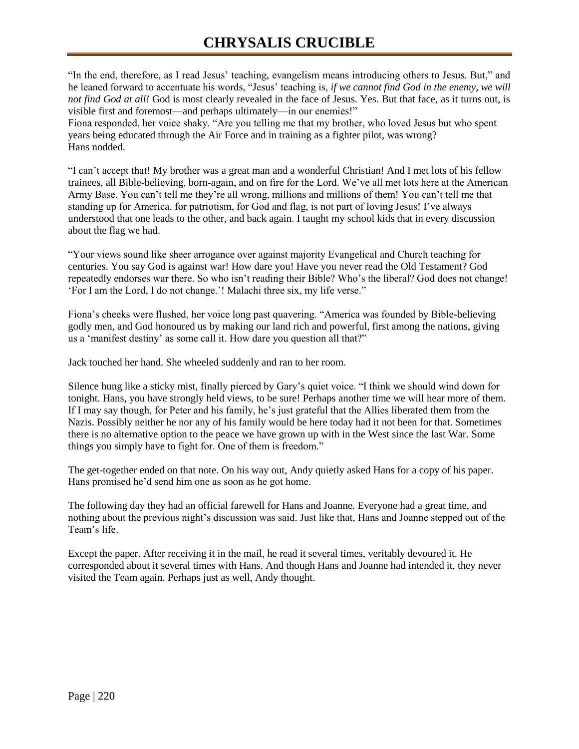"In the end, therefore, as I read Jesus' teaching, evangelism means introducing others to Jesus. But," and he leaned forward to accentuate his words, "Jesus' teaching is, *if we cannot find God in the enemy, we will not find God at all!* God is most clearly revealed in the face of Jesus. Yes. But that face, as it turns out, is visible first and foremost—and perhaps ultimately—in our enemies!"
Fiona responded, her voice shaky. "Are you telling me that my brother, who loved Jesus but who spent years being educated through the Air Force and in training as a fighter pilot, was wrong?
Hans nodded.

"I can't accept that! My brother was a great man and a wonderful Christian! And I met lots of his fellow trainees, all Bible-believing, born-again, and on fire for the Lord. We've all met lots here at the American Army Base. You can't tell me they're all wrong, millions and millions of them! You can't tell me that standing up for America, for patriotism, for God and flag, is not part of loving Jesus! I've always understood that one leads to the other, and back again. I taught my school kids that in every discussion about the flag we had.

"Your views sound like sheer arrogance over against majority Evangelical and Church teaching for centuries. You say God is against war! How dare you! Have you never read the Old Testament? God repeatedly endorses war there. So who isn't reading their Bible? Who's the liberal? God does not change! 'For I am the Lord, I do not change.'! Malachi three six, my life verse."

Fiona's cheeks were flushed, her voice long past quavering. "America was founded by Bible-believing godly men, and God honoured us by making our land rich and powerful, first among the nations, giving us a 'manifest destiny' as some call it. How dare you question all that?"

Jack touched her hand. She wheeled suddenly and ran to her room.

Silence hung like a sticky mist, finally pierced by Gary's quiet voice. "I think we should wind down for tonight. Hans, you have strongly held views, to be sure! Perhaps another time we will hear more of them. If I may say though, for Peter and his family, he's just grateful that the Allies liberated them from the Nazis. Possibly neither he nor any of his family would be here today had it not been for that. Sometimes there is no alternative option to the peace we have grown up with in the West since the last War. Some things you simply have to fight for. One of them is freedom."

The get-together ended on that note. On his way out, Andy quietly asked Hans for a copy of his paper. Hans promised he'd send him one as soon as he got home.

The following day they had an official farewell for Hans and Joanne. Everyone had a great time, and nothing about the previous night's discussion was said. Just like that, Hans and Joanne stepped out of the Team's life.

Except the paper. After receiving it in the mail, he read it several times, veritably devoured it. He corresponded about it several times with Hans. And though Hans and Joanne had intended it, they never visited the Team again. Perhaps just as well, Andy thought.